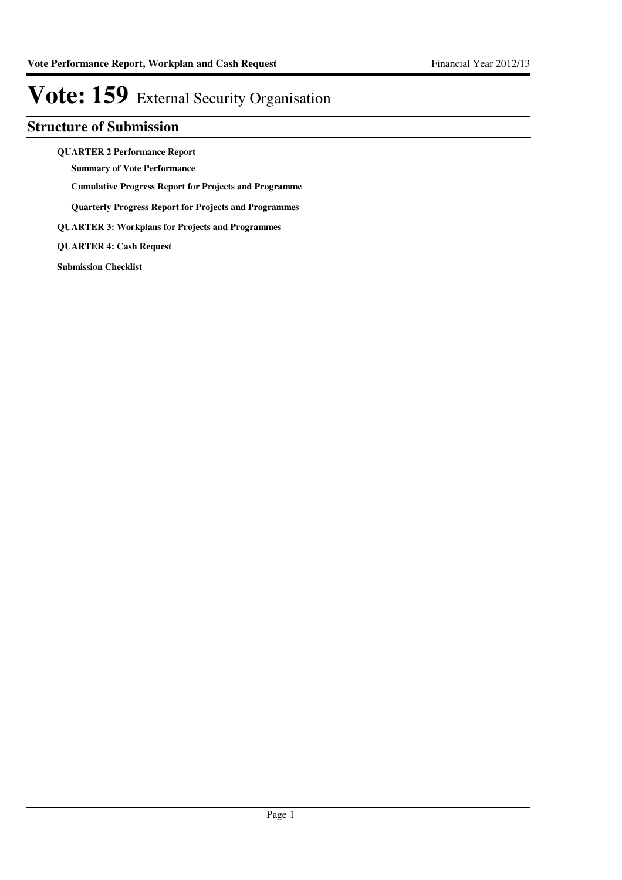# Vote: 159 External Security Organisation

## Structure of Submission

**QUARTER 2 Performance Report**

- **Summary of Vote Performance**
- **Cumulative Progress Report for Projects and Programme**
- **Quarterly Progress Report for Projects and Programmes**

**QUARTER 3: Workplans for Projects and Programmes**

**QUARTER 4: Cash Request**

**Submission Checklist**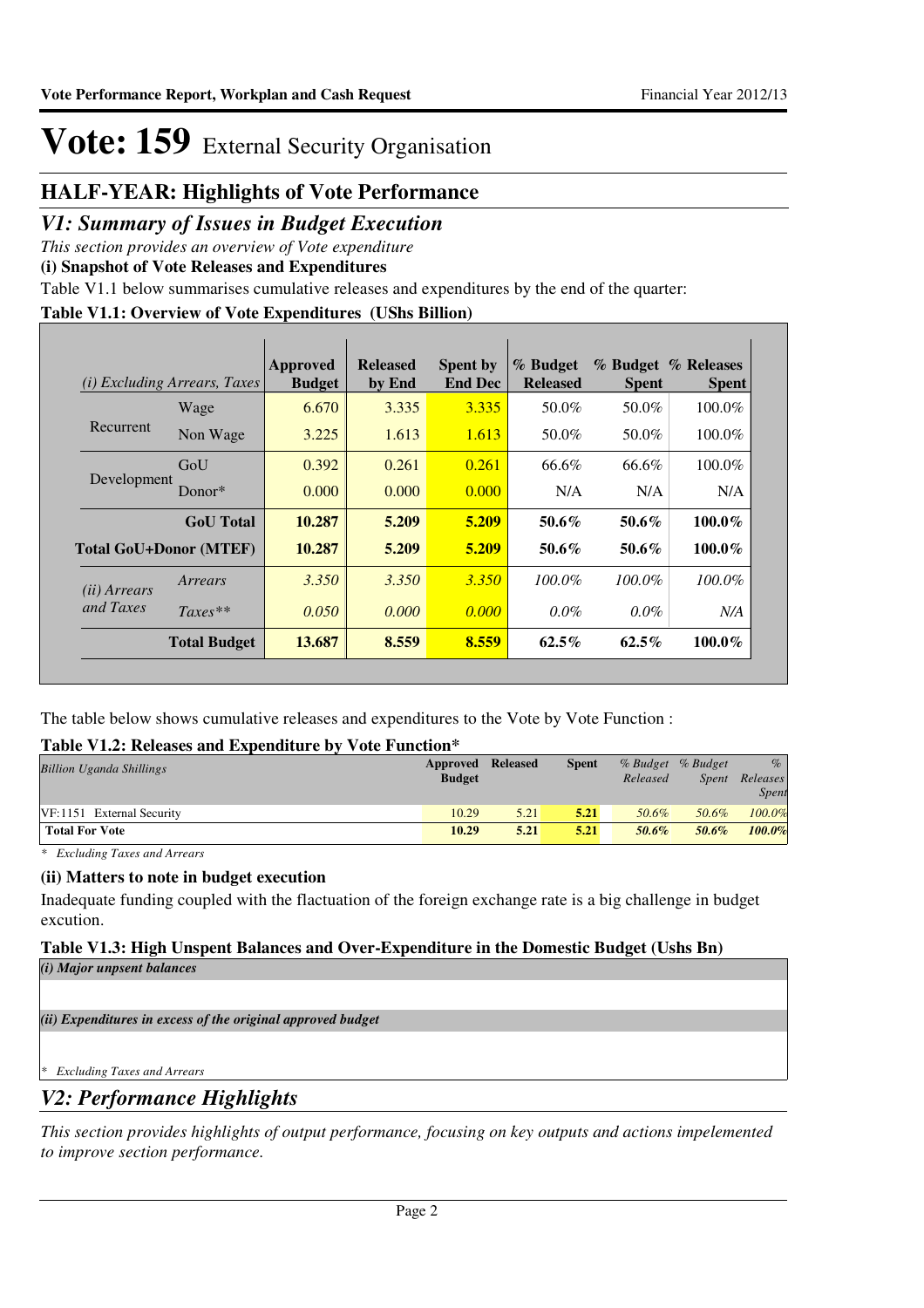# Vote: 159 External Security Organisation

## HALF-YEAR: Highlights of Vote Performance

## *V1: Summary of Issues in Budget Execution*

*This section provides an overview of Vote expenditure*

**(i) Snapshot of Vote Releases and Expenditures**

Table V1.1 below summarises cumulative releases and expenditures by the end of the quarter:

**Table V1.1: Overview of Vote Expenditures (UShs Billion)**

| *(i) Excluding Arrears, Taxes* | | Approved Budget | Released by End | Spent by End Dec | % Budget Released | % Budget Spent | % Releases Spent |
|---|---|---|---|---|---|---|---|
| Recurrent | Wage | 6.670 | 3.335 | 3.335 | 50.0% | 50.0% | 100.0% |
| | Non Wage | 3.225 | 1.613 | 1.613 | 50.0% | 50.0% | 100.0% |
| Development | GoU | 0.392 | 0.261 | 0.261 | 66.6% | 66.6% | 100.0% |
| | Donor* | 0.000 | 0.000 | 0.000 | N/A | N/A | N/A |
| | **GoU Total** | **10.287** | **5.209** | **5.209** | **50.6%** | **50.6%** | **100.0%** |
| **Total GoU+Donor (MTEF)** | | **10.287** | **5.209** | **5.209** | **50.6%** | **50.6%** | **100.0%** |
| *(ii) Arrears and Taxes* | *Arrears* | *3.350* | *3.350* | *3.350* | *100.0%* | *100.0%* | *100.0%* |
| | *Taxes*** | *0.050* | *0.000* | *0.000* | *0.0%* | *0.0%* | *N/A* |
| | **Total Budget** | **13.687** | **8.559** | **8.559** | **62.5%** | **62.5%** | **100.0%** |

The table below shows cumulative releases and expenditures to the Vote by Vote Function :

**Table V1.2: Releases and Expenditure by Vote Function***

| *Billion Uganda Shillings* | Approved Budget | Released | Spent | *% Budget Released* | *% Budget Spent* | *% Releases Spent* |
|---|---|---|---|---|---|---|
| VF:1151 External Security | 10.29 | 5.21 | **5.21** | *50.6%* | *50.6%* | *100.0%* |
| **Total For Vote** | **10.29** | **5.21** | **5.21** | ***50.6%*** | ***50.6%*** | ***100.0%*** |

*\* Excluding Taxes and Arrears*

**(ii) Matters to note in budget execution**

Inadequate funding coupled with the flactuation of the foreign exchange rate is a big challenge in budget excution.

**Table V1.3: High Unspent Balances and Over-Expenditure in the Domestic Budget (Ushs Bn)**

***(i) Major unpsent balances***

***(ii) Expenditures in excess of the original approved budget***

*\* Excluding Taxes and Arrears*

## *V2: Performance Highlights*

*This section provides highlights of output performance, focusing on key outputs and actions impelemented to improve section performance.*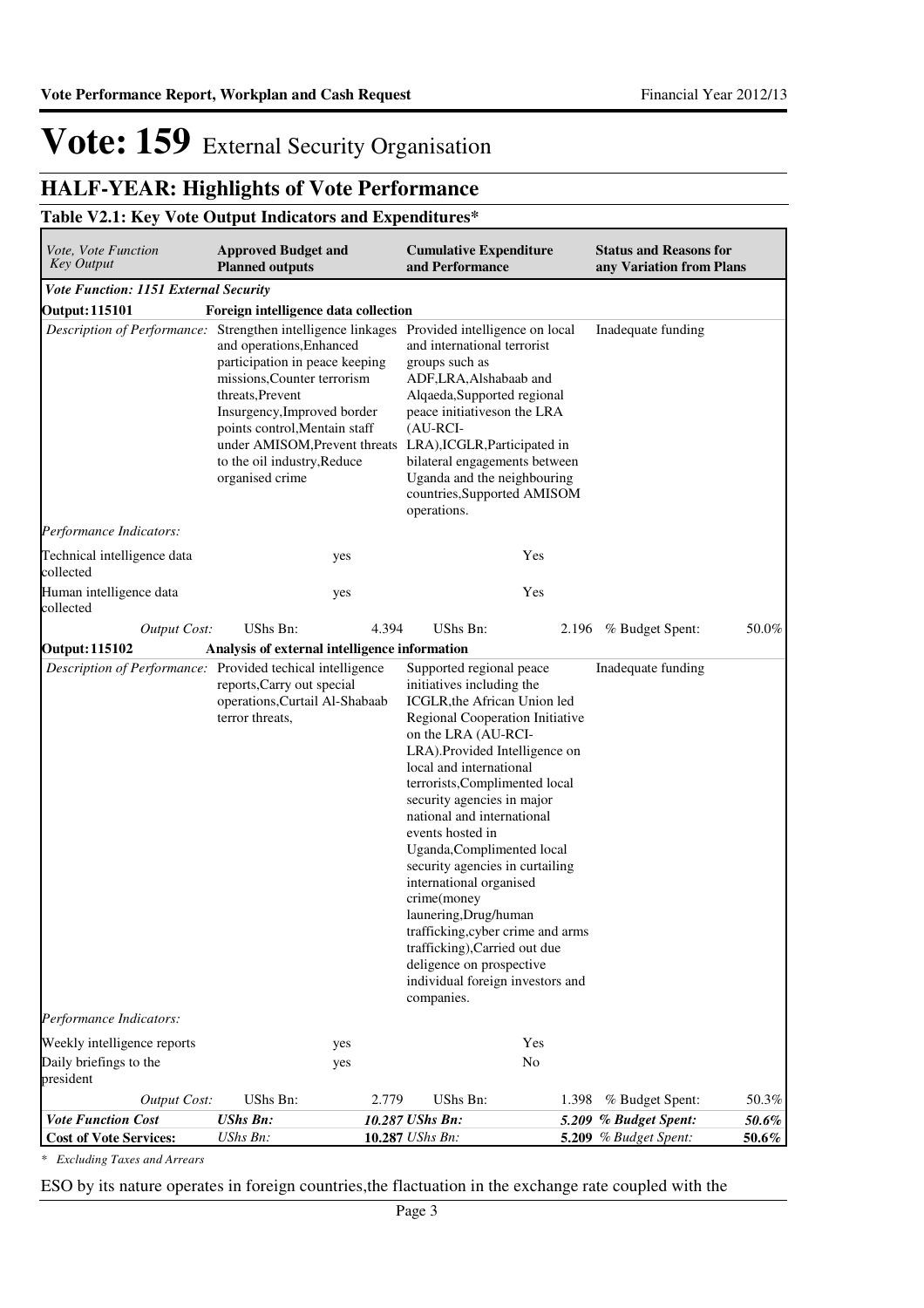# Vote: 159 External Security Organisation

## HALF-YEAR: Highlights of Vote Performance

### Table V2.1: Key Vote Output Indicators and Expenditures*

| *Vote, Vote Function Key Output* | **Approved Budget and Planned outputs** | | **Cumulative Expenditure and Performance** | | **Status and Reasons for any Variation from Plans** | |
|---|---|---|---|---|---|---|
| ***Vote Function: 1151 External Security*** | | | | | | |
| **Output: 115101** | **Foreign intelligence data collection** | | | | | |
| *Description of Performance:* | Strengthen intelligence linkages and operations,Enhanced participation in peace keeping missions,Counter terrorism threats,Prevent Insurgency,Improved border points control,Mentain staff under AMISOM,Prevent threats to the oil industry,Reduce organised crime | | Provided intelligence on local and international terrorist groups such as ADF,LRA,Alshabaab and Alqaeda,Supported regional peace initiativeson the LRA (AU-RCI-LRA),ICGLR,Participated in bilateral engagements between Uganda and the neighbouring countries,Supported AMISOM operations. | | Inadequate funding | |
| *Performance Indicators:* | | | | | | |
| Technical intelligence data collected | | yes | | Yes | | |
| Human intelligence data collected | | yes | | Yes | | |
| *Output Cost:* | UShs Bn: | 4.394 | UShs Bn: | 2.196 | % Budget Spent: | 50.0% |
| **Output: 115102** | **Analysis of external intelligence information** | | | | | |
| *Description of Performance:* | Provided techical intelligence reports,Carry out special operations,Curtail Al-Shabaab terror threats, | | Supported regional peace initiatives including the ICGLR,the African Union led Regional Cooperation Initiative on the LRA (AU-RCI-LRA).Provided Intelligence on local and international terrorists,Complimented local security agencies in major national and international events hosted in Uganda,Complimented local security agencies in curtailing international organised crime(money launering,Drug/human trafficking,cyber crime and arms trafficking),Carried out due deligence on prospective individual foreign investors and companies. | | Inadequate funding | |
| *Performance Indicators:* | | | | | | |
| Weekly intelligence reports | | yes | | Yes | | |
| Daily briefings to the president | | yes | | No | | |
| *Output Cost:* | UShs Bn: | 2.779 | UShs Bn: | 1.398 | % Budget Spent: | 50.3% |
| ***Vote Function Cost*** | ***UShs Bn:*** | ***10.287*** | ***UShs Bn:*** | ***5.209*** | ***% Budget Spent:*** | ***50.6%*** |
| **Cost of Vote Services:** | *UShs Bn:* | **10.287** | *UShs Bn:* | **5.209** | *% Budget Spent:* | ***50.6%*** |

*\* Excluding Taxes and Arrears*

ESO by its nature operates in foreign countries,the flactuation in the exchange rate coupled with the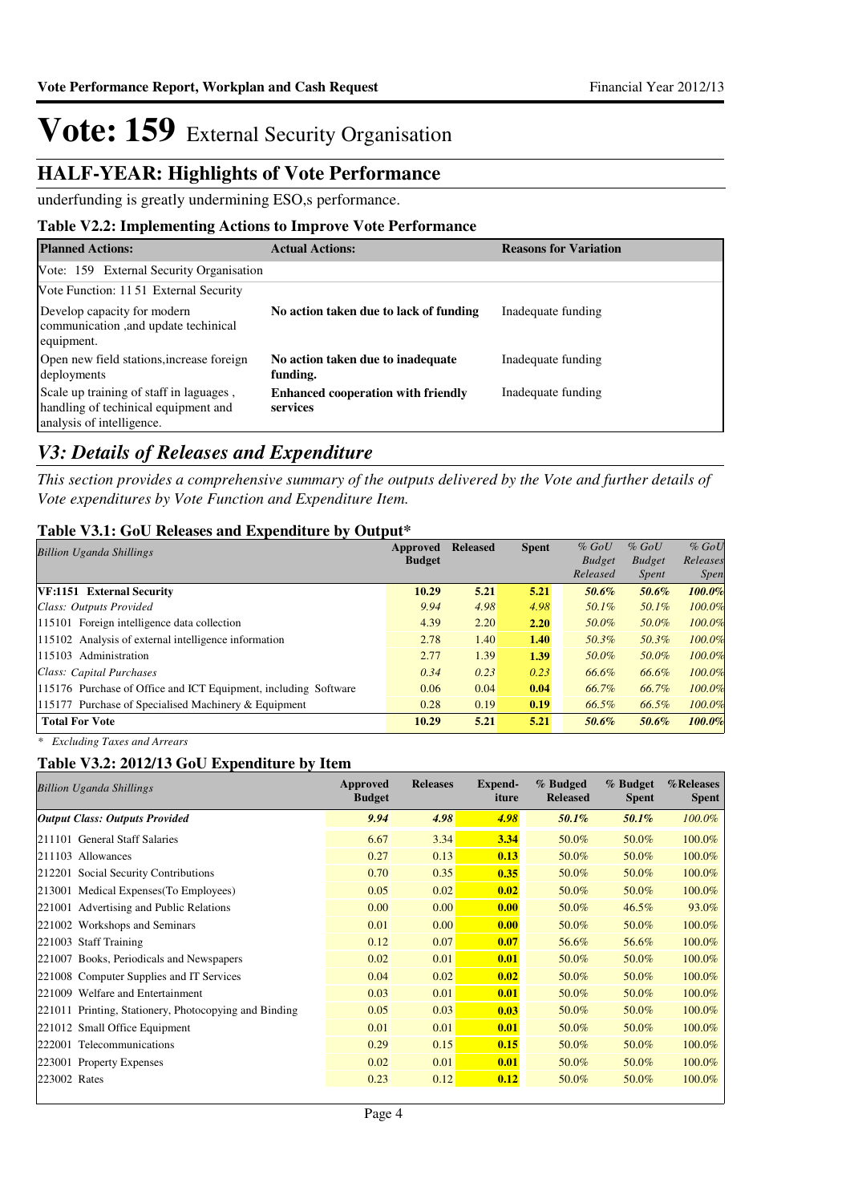# Vote: 159 External Security Organisation

## HALF-YEAR: Highlights of Vote Performance

underfunding is greatly undermining ESO,s performance.

### Table V2.2: Implementing Actions to Improve Vote Performance

| Planned Actions: | Actual Actions: | Reasons for Variation |
|---|---|---|
| Vote: 159 External Security Organisation | | |
| Vote Function: 11 51 External Security | | |
| Develop capacity for modern communication ,and update techinical equipment. | **No action taken due to lack of funding** | Inadequate funding |
| Open new field stations,increase foreign deployments | **No action taken due to inadequate funding.** | Inadequate funding |
| Scale up training of staff in laguages , handling of techinical equipment and analysis of intelligence. | **Enhanced cooperation with friendly services** | Inadequate funding |

## *V3: Details of Releases and Expenditure*

*This section provides a comprehensive summary of the outputs delivered by the Vote and further details of Vote expenditures by Vote Function and Expenditure Item.*

### Table V3.1: GoU Releases and Expenditure by Output*

| *Billion Uganda Shillings* | Approved Budget | Released | Spent | *% GoU Budget Released* | *% GoU Budget Spent* | *% GoU Releases Spent* |
|---|---|---|---|---|---|---|
| **VF:1151 External Security** | **10.29** | **5.21** | **5.21** | ***50.6%*** | ***50.6%*** | ***100.0%*** |
| *Class: Outputs Provided* | *9.94* | *4.98* | *4.98* | *50.1%* | *50.1%* | *100.0%* |
| 115101 Foreign intelligence data collection | 4.39 | 2.20 | **2.20** | *50.0%* | *50.0%* | *100.0%* |
| 115102 Analysis of external intelligence information | 2.78 | 1.40 | **1.40** | *50.3%* | *50.3%* | *100.0%* |
| 115103 Administration | 2.77 | 1.39 | **1.39** | *50.0%* | *50.0%* | *100.0%* |
| *Class: Capital Purchases* | *0.34* | *0.23* | *0.23* | *66.6%* | *66.6%* | *100.0%* |
| 115176 Purchase of Office and ICT Equipment, including Software | 0.06 | 0.04 | **0.04** | *66.7%* | *66.7%* | *100.0%* |
| 115177 Purchase of Specialised Machinery & Equipment | 0.28 | 0.19 | **0.19** | *66.5%* | *66.5%* | *100.0%* |
| **Total For Vote** | **10.29** | **5.21** | **5.21** | ***50.6%*** | ***50.6%*** | ***100.0%*** |

*\* Excluding Taxes and Arrears*

### Table V3.2: 2012/13 GoU Expenditure by Item

| *Billion Uganda Shillings* | Approved Budget | Releases | Expend-iture | % Budged Released | % Budget Spent | %Releases Spent |
|---|---|---|---|---|---|---|
| ***Output Class: Outputs Provided*** | ***9.94*** | ***4.98*** | ***4.98*** | ***50.1%*** | ***50.1%*** | *100.0%* |
| 211101 General Staff Salaries | 6.67 | 3.34 | **3.34** | 50.0% | 50.0% | 100.0% |
| 211103 Allowances | 0.27 | 0.13 | **0.13** | 50.0% | 50.0% | 100.0% |
| 212201 Social Security Contributions | 0.70 | 0.35 | **0.35** | 50.0% | 50.0% | 100.0% |
| 213001 Medical Expenses(To Employees) | 0.05 | 0.02 | **0.02** | 50.0% | 50.0% | 100.0% |
| 221001 Advertising and Public Relations | 0.00 | 0.00 | **0.00** | 50.0% | 46.5% | 93.0% |
| 221002 Workshops and Seminars | 0.01 | 0.00 | **0.00** | 50.0% | 50.0% | 100.0% |
| 221003 Staff Training | 0.12 | 0.07 | **0.07** | 56.6% | 56.6% | 100.0% |
| 221007 Books, Periodicals and Newspapers | 0.02 | 0.01 | **0.01** | 50.0% | 50.0% | 100.0% |
| 221008 Computer Supplies and IT Services | 0.04 | 0.02 | **0.02** | 50.0% | 50.0% | 100.0% |
| 221009 Welfare and Entertainment | 0.03 | 0.01 | **0.01** | 50.0% | 50.0% | 100.0% |
| 221011 Printing, Stationery, Photocopying and Binding | 0.05 | 0.03 | **0.03** | 50.0% | 50.0% | 100.0% |
| 221012 Small Office Equipment | 0.01 | 0.01 | **0.01** | 50.0% | 50.0% | 100.0% |
| 222001 Telecommunications | 0.29 | 0.15 | **0.15** | 50.0% | 50.0% | 100.0% |
| 223001 Property Expenses | 0.02 | 0.01 | **0.01** | 50.0% | 50.0% | 100.0% |
| 223002 Rates | 0.23 | 0.12 | **0.12** | 50.0% | 50.0% | 100.0% |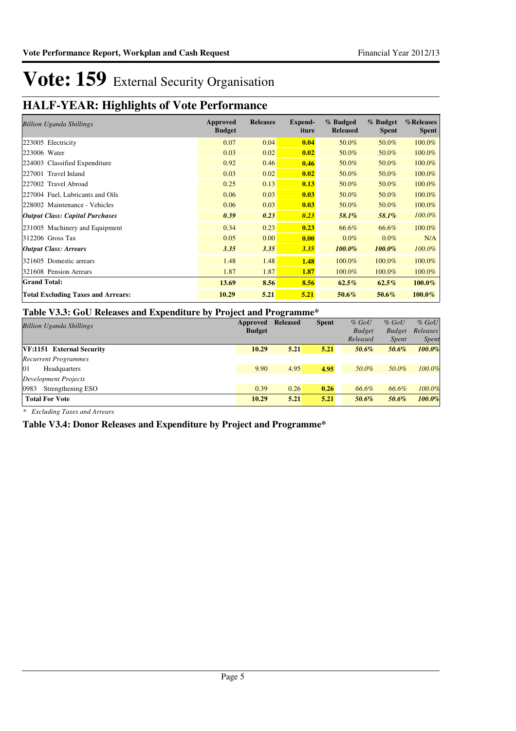# Vote: 159 External Security Organisation

## HALF-YEAR: Highlights of Vote Performance

| *Billion Uganda Shillings* | Approved Budget | Releases | Expend-iture | % Budged Released | % Budget Spent | %Releases Spent |
|---|---|---|---|---|---|---|
| 223005 Electricity | 0.07 | 0.04 | **0.04** | 50.0% | 50.0% | 100.0% |
| 223006 Water | 0.03 | 0.02 | **0.02** | 50.0% | 50.0% | 100.0% |
| 224003 Classified Expenditure | 0.92 | 0.46 | **0.46** | 50.0% | 50.0% | 100.0% |
| 227001 Travel Inland | 0.03 | 0.02 | **0.02** | 50.0% | 50.0% | 100.0% |
| 227002 Travel Abroad | 0.25 | 0.13 | **0.13** | 50.0% | 50.0% | 100.0% |
| 227004 Fuel, Lubricants and Oils | 0.06 | 0.03 | **0.03** | 50.0% | 50.0% | 100.0% |
| 228002 Maintenance - Vehicles | 0.06 | 0.03 | **0.03** | 50.0% | 50.0% | 100.0% |
| ***Output Class: Capital Purchases*** | ***0.39*** | ***0.23*** | ***0.23*** | ***58.1%*** | ***58.1%*** | *100.0%* |
| 231005 Machinery and Equipment | 0.34 | 0.23 | **0.23** | 66.6% | 66.6% | 100.0% |
| 312206 Gross Tax | 0.05 | 0.00 | **0.00** | 0.0% | 0.0% | N/A |
| ***Output Class: Arrears*** | ***3.35*** | ***3.35*** | ***3.35*** | ***100.0%*** | ***100.0%*** | *100.0%* |
| 321605 Domestic arrears | 1.48 | 1.48 | **1.48** | 100.0% | 100.0% | 100.0% |
| 321608 Pension Arrears | 1.87 | 1.87 | **1.87** | 100.0% | 100.0% | 100.0% |
| **Grand Total:** | **13.69** | **8.56** | **8.56** | **62.5%** | **62.5%** | **100.0%** |
| **Total Excluding Taxes and Arrears:** | **10.29** | **5.21** | **5.21** | **50.6%** | **50.6%** | **100.0%** |

### Table V3.3: GoU Releases and Expenditure by Project and Programme*

| *Billion Uganda Shillings* | Approved Budget | Released | Spent | *% GoU Budget Released* | *% GoU Budget Spent* | *% GoU Releases Spent* |
|---|---|---|---|---|---|---|
| **VF:1151 External Security** | **10.29** | **5.21** | **5.21** | ***50.6%*** | ***50.6%*** | ***100.0%*** |
| *Recurrent Programmes* | | | | | | |
| 01 Headquarters | 9.90 | 4.95 | **4.95** | *50.0%* | *50.0%* | *100.0%* |
| *Development Projects* | | | | | | |
| 0983 Strengthening ESO | 0.39 | 0.26 | **0.26** | *66.6%* | *66.6%* | *100.0%* |
| **Total For Vote** | **10.29** | **5.21** | **5.21** | ***50.6%*** | ***50.6%*** | ***100.0%*** |

*\* Excluding Taxes and Arrears*

### Table V3.4: Donor Releases and Expenditure by Project and Programme*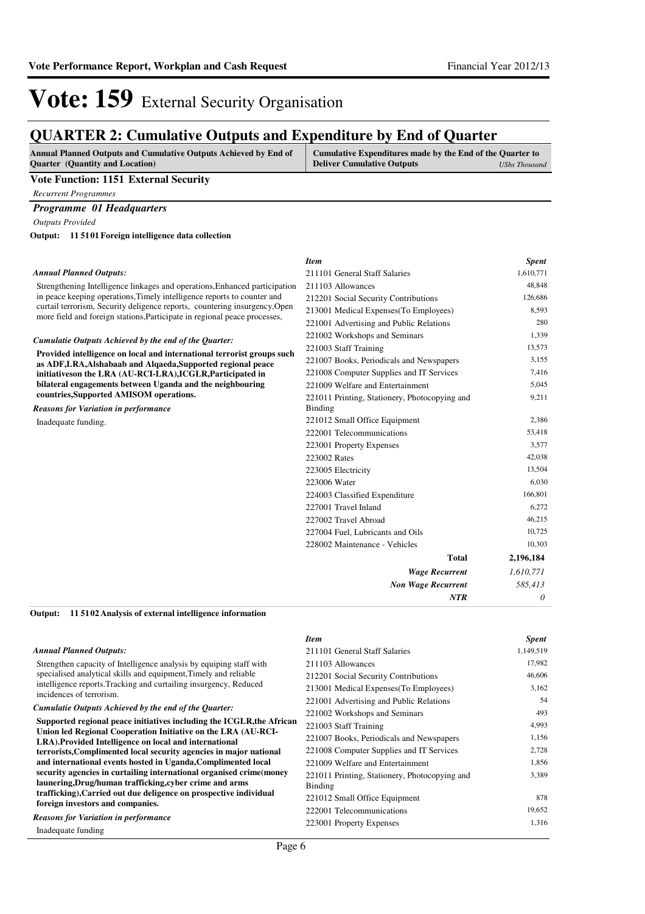# Vote: 159 External Security Organisation

## QUARTER 2: Cumulative Outputs and Expenditure by End of Quarter

| Annual Planned Outputs and Cumulative Outputs Achieved by End of Quarter (Quantity and Location) | Cumulative Expenditures made by the End of the Quarter to Deliver Cumulative Outputs *UShs Thousand* |
|---|---|

**Vote Function: 1151 External Security**

*Recurrent Programmes*

***Programme 01 Headquarters***

*Outputs Provided*

**Output: 11 51 01 Foreign intelligence data collection**

***Annual Planned Outputs:***

Strengthening Intelligence linkages and operations,Enhanced participation in peace keeping operations,Timely intelligence reports to counter and curtail terrorism, Security deligence reports, countering insurgency,Open more field and foreign stations,Participate in regional peace processes,

***Cumulatie Outputs Achieved by the end of the Quarter:***

**Provided intelligence on local and international terrorist groups such as ADF,LRA,Alshabaab and Alqaeda,Supported regional peace initiativeson the LRA (AU-RCI-LRA),ICGLR,Participated in bilateral engagements between Uganda and the neighbouring countries,Supported AMISOM operations.**

***Reasons for Variation in performance***

Inadequate funding.

| *Item* | *Spent* |
|---|---|
| 211101 General Staff Salaries | 1,610,771 |
| 211103 Allowances | 48,848 |
| 212201 Social Security Contributions | 126,686 |
| 213001 Medical Expenses(To Employees) | 8,593 |
| 221001 Advertising and Public Relations | 280 |
| 221002 Workshops and Seminars | 1,339 |
| 221003 Staff Training | 13,573 |
| 221007 Books, Periodicals and Newspapers | 3,155 |
| 221008 Computer Supplies and IT Services | 7,416 |
| 221009 Welfare and Entertainment | 5,045 |
| 221011 Printing, Stationery, Photocopying and Binding | 9,211 |
| 221012 Small Office Equipment | 2,386 |
| 222001 Telecommunications | 53,418 |
| 223001 Property Expenses | 3,577 |
| 223002 Rates | 42,038 |
| 223005 Electricity | 13,504 |
| 223006 Water | 6,030 |
| 224003 Classified Expenditure | 166,801 |
| 227001 Travel Inland | 6,272 |
| 227002 Travel Abroad | 46,215 |
| 227004 Fuel, Lubricants and Oils | 10,725 |
| 228002 Maintenance - Vehicles | 10,303 |
| **Total** | **2,196,184** |
| ***Wage Recurrent*** | *1,610,771* |
| ***Non Wage Recurrent*** | *585,413* |
| ***NTR*** | *0* |

**Output: 11 51 02 Analysis of external intelligence information**

***Annual Planned Outputs:***

Strengthen capacity of Intelligence analysis by equiping staff with specialised analytical skills and equipment,Timely and reliable intelligence reports.Tracking and curtailing insurgency, Reduced incidences of terrorism.

***Cumulatie Outputs Achieved by the end of the Quarter:***

**Supported regional peace initiatives including the ICGLR,the African Union led Regional Cooperation Initiative on the LRA (AU-RCI-LRA).Provided Intelligence on local and international terrorists,Complimented local security agencies in major national and international events hosted in Uganda,Complimented local security agencies in curtailing international organised crime(money laundering,Drug/human trafficking,cyber crime and arms trafficking),Carried out due deligence on prospective individual foreign investors and companies.**

***Reasons for Variation in performance***

Inadequate funding

| *Item* | *Spent* |
|---|---|
| 211101 General Staff Salaries | 1,149,519 |
| 211103 Allowances | 17,982 |
| 212201 Social Security Contributions | 46,606 |
| 213001 Medical Expenses(To Employees) | 3,162 |
| 221001 Advertising and Public Relations | 54 |
| 221002 Workshops and Seminars | 493 |
| 221003 Staff Training | 4,993 |
| 221007 Books, Periodicals and Newspapers | 1,156 |
| 221008 Computer Supplies and IT Services | 2,728 |
| 221009 Welfare and Entertainment | 1,856 |
| 221011 Printing, Stationery, Photocopying and Binding | 3,389 |
| 221012 Small Office Equipment | 878 |
| 222001 Telecommunications | 19,652 |
| 223001 Property Expenses | 1,316 |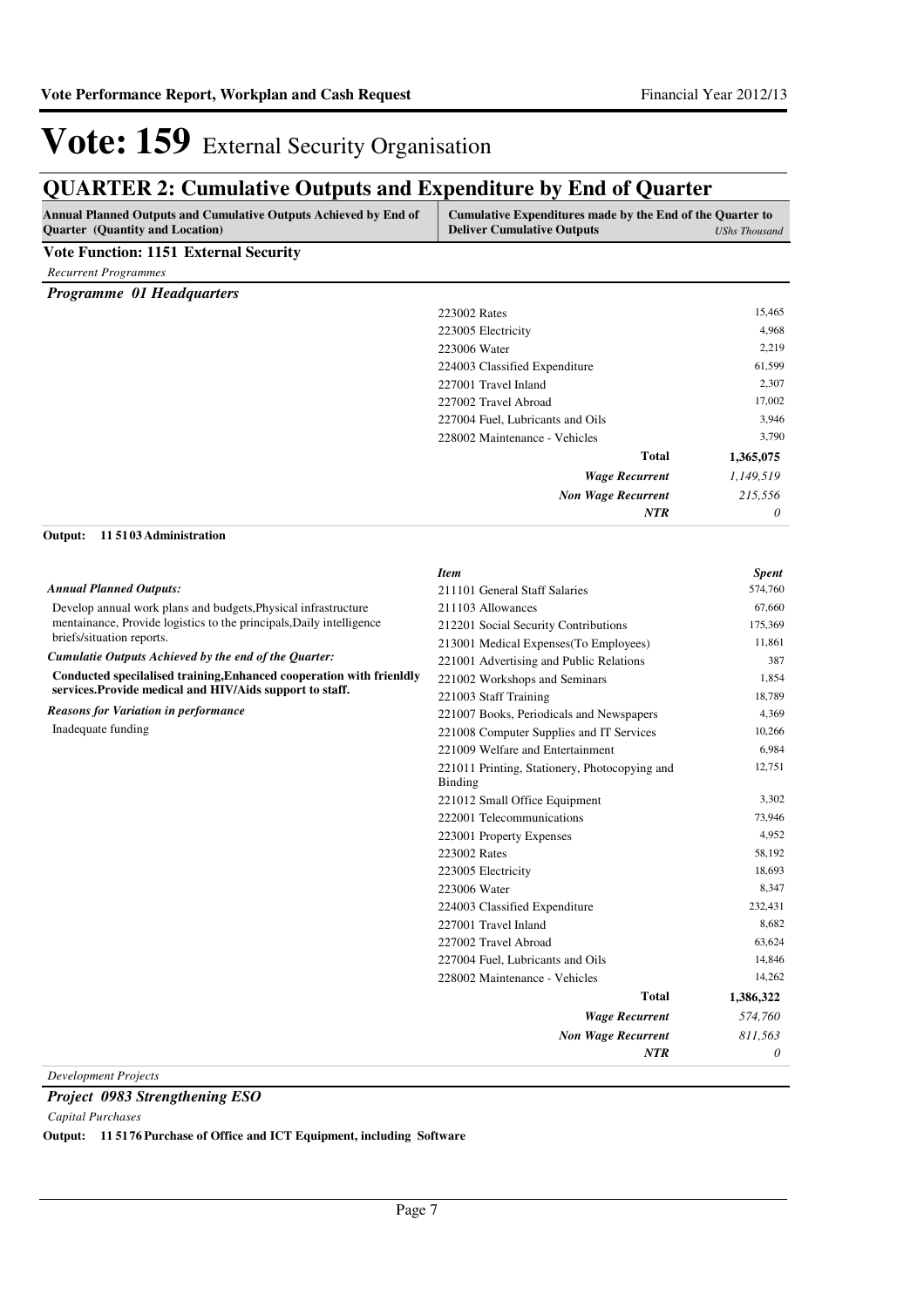# Vote: 159 External Security Organisation

## QUARTER 2: Cumulative Outputs and Expenditure by End of Quarter

| Annual Planned Outputs and Cumulative Outputs Achieved by End of Quarter (Quantity and Location) | Cumulative Expenditures made by the End of the Quarter to Deliver Cumulative Outputs | UShs Thousand |
|---|---|---|

**Vote Function: 1151 External Security**

*Recurrent Programmes*

***Programme 01 Headquarters***

| Item | Spent |
|---|---|
| 223002 Rates | 15,465 |
| 223005 Electricity | 4,968 |
| 223006 Water | 2,219 |
| 224003 Classified Expenditure | 61,599 |
| 227001 Travel Inland | 2,307 |
| 227002 Travel Abroad | 17,002 |
| 227004 Fuel, Lubricants and Oils | 3,946 |
| 228002 Maintenance - Vehicles | 3,790 |
| **Total** | **1,365,075** |
| ***Wage Recurrent*** | *1,149,519* |
| ***Non Wage Recurrent*** | *215,556* |
| ***NTR*** | *0* |

**Output: 11 5103 Administration**

*Annual Planned Outputs:*

Develop annual work plans and budgets,Physical infrastructure mentainance, Provide logistics to the principals,Daily intelligence briefs/situation reports.

*Cumulatie Outputs Achieved by the end of the Quarter:*

**Conducted specilalised training,Enhanced cooperation with frienldly services.Provide medical and HIV/Aids support to staff.**

*Reasons for Variation in performance*

Inadequate funding

| *Item* | *Spent* |
|---|---|
| 211101 General Staff Salaries | 574,760 |
| 211103 Allowances | 67,660 |
| 212201 Social Security Contributions | 175,369 |
| 213001 Medical Expenses(To Employees) | 11,861 |
| 221001 Advertising and Public Relations | 387 |
| 221002 Workshops and Seminars | 1,854 |
| 221003 Staff Training | 18,789 |
| 221007 Books, Periodicals and Newspapers | 4,369 |
| 221008 Computer Supplies and IT Services | 10,266 |
| 221009 Welfare and Entertainment | 6,984 |
| 221011 Printing, Stationery, Photocopying and Binding | 12,751 |
| 221012 Small Office Equipment | 3,302 |
| 222001 Telecommunications | 73,946 |
| 223001 Property Expenses | 4,952 |
| 223002 Rates | 58,192 |
| 223005 Electricity | 18,693 |
| 223006 Water | 8,347 |
| 224003 Classified Expenditure | 232,431 |
| 227001 Travel Inland | 8,682 |
| 227002 Travel Abroad | 63,624 |
| 227004 Fuel, Lubricants and Oils | 14,846 |
| 228002 Maintenance - Vehicles | 14,262 |
| **Total** | **1,386,322** |
| ***Wage Recurrent*** | *574,760* |
| ***Non Wage Recurrent*** | *811,563* |
| ***NTR*** | *0* |

*Development Projects*

***Project 0983 Strengthening ESO***

*Capital Purchases*

**Output: 11 5176 Purchase of Office and ICT Equipment, including Software**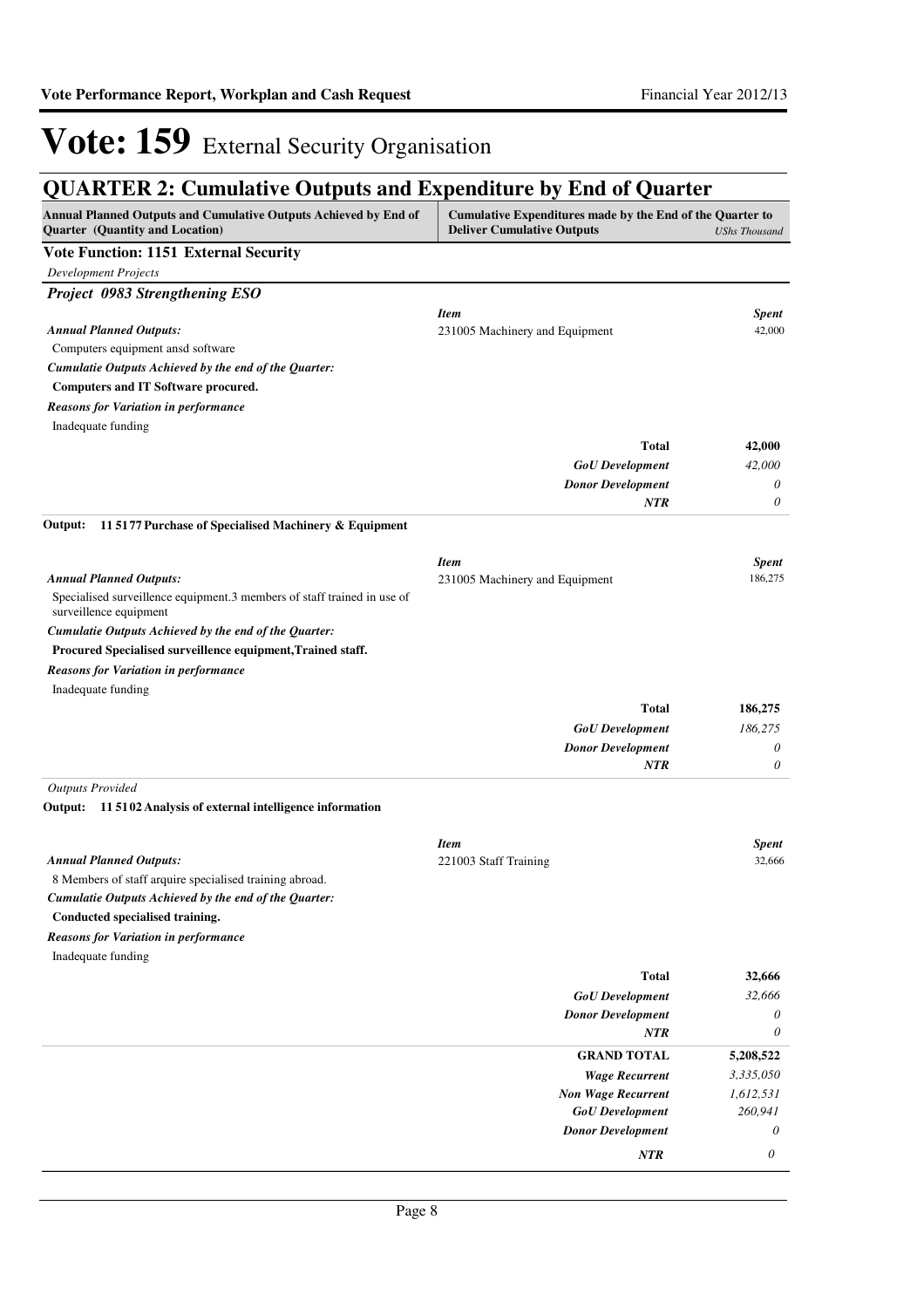# Vote: 159 External Security Organisation

## QUARTER 2: Cumulative Outputs and Expenditure by End of Quarter

| Annual Planned Outputs and Cumulative Outputs Achieved by End of Quarter (Quantity and Location) | Cumulative Expenditures made by the End of the Quarter to Deliver Cumulative Outputs | *UShs Thousand* |
|---|---|---|

### Vote Function: 1151 External Security

*Development Projects*

#### *Project 0983 Strengthening ESO*

*Annual Planned Outputs:*

Computers equipment ansd software

*Cumulatie Outputs Achieved by the end of the Quarter:*

**Computers and IT Software procured.**

*Reasons for Variation in performance*

Inadequate funding

| *Item* | *Spent* |
|---|---|
| 231005 Machinery and Equipment | 42,000 |
| **Total** | **42,000** |
| *GoU Development* | *42,000* |
| *Donor Development* | *0* |
| *NTR* | *0* |

**Output: 11 5177 Purchase of Specialised Machinery & Equipment**

*Annual Planned Outputs:*

Specialised surveillence equipment.3 members of staff trained in use of surveillence equipment

*Cumulatie Outputs Achieved by the end of the Quarter:*

**Procured Specialised surveillence equipment,Trained staff.**

*Reasons for Variation in performance*

Inadequate funding

| *Item* | *Spent* |
|---|---|
| 231005 Machinery and Equipment | 186,275 |
| **Total** | **186,275** |
| *GoU Development* | *186,275* |
| *Donor Development* | *0* |
| *NTR* | *0* |

*Outputs Provided*

**Output: 11 5102 Analysis of external intelligence information**

*Annual Planned Outputs:*

8 Members of staff arquire specialised training abroad.

*Cumulatie Outputs Achieved by the end of the Quarter:*

**Conducted specialised training.**

*Reasons for Variation in performance*

Inadequate funding

| *Item* | *Spent* |
|---|---|
| 221003 Staff Training | 32,666 |
| **Total** | **32,666** |
| *GoU Development* | *32,666* |
| *Donor Development* | *0* |
| *NTR* | *0* |

| | |
|---|---|
| **GRAND TOTAL** | **5,208,522** |
| *Wage Recurrent* | *3,335,050* |
| *Non Wage Recurrent* | *1,612,531* |
| *GoU Development* | *260,941* |
| *Donor Development* | *0* |
| *NTR* | *0* |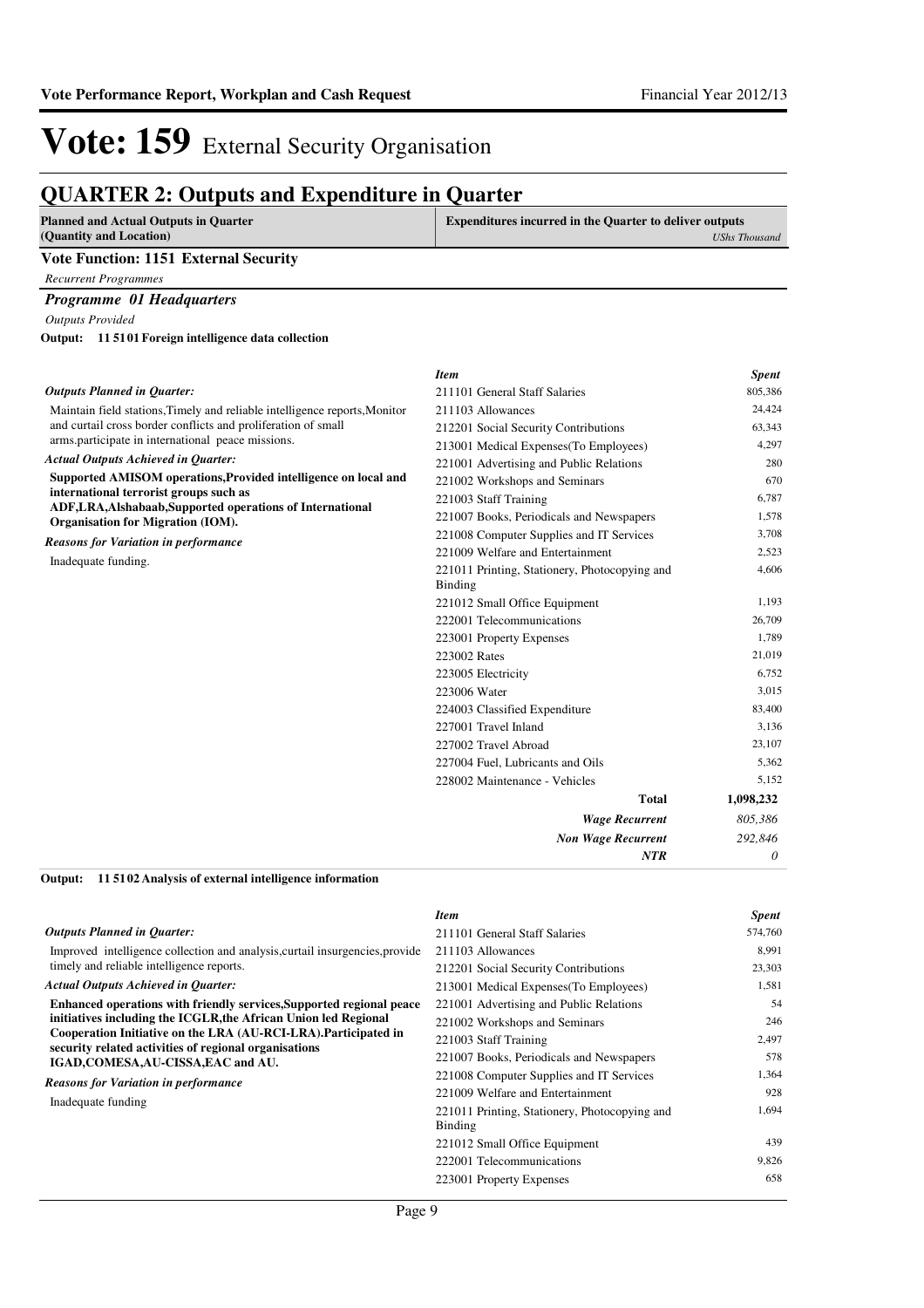# Vote: 159 External Security Organisation

## QUARTER 2: Outputs and Expenditure in Quarter

| Planned and Actual Outputs in Quarter (Quantity and Location) | Expenditures incurred in the Quarter to deliver outputs *UShs Thousand* |
|---|---|

**Vote Function: 1151 External Security**

*Recurrent Programmes*

***Programme 01 Headquarters***

*Outputs Provided*

**Output: 11 51 01 Foreign intelligence data collection**

*Outputs Planned in Quarter:*

Maintain field stations,Timely and reliable intelligence reports,Monitor and curtail cross border conflicts and proliferation of small arms.participate in international peace missions.

*Actual Outputs Achieved in Quarter:*

**Supported AMISOM operations,Provided intelligence on local and international terrorist groups such as ADF,LRA,Alshabaab,Supported operations of International Organisation for Migration (IOM).**

*Reasons for Variation in performance*

Inadequate funding.

| *Item* | *Spent* |
|---|---|
| 211101 General Staff Salaries | 805,386 |
| 211103 Allowances | 24,424 |
| 212201 Social Security Contributions | 63,343 |
| 213001 Medical Expenses(To Employees) | 4,297 |
| 221001 Advertising and Public Relations | 280 |
| 221002 Workshops and Seminars | 670 |
| 221003 Staff Training | 6,787 |
| 221007 Books, Periodicals and Newspapers | 1,578 |
| 221008 Computer Supplies and IT Services | 3,708 |
| 221009 Welfare and Entertainment | 2,523 |
| 221011 Printing, Stationery, Photocopying and Binding | 4,606 |
| 221012 Small Office Equipment | 1,193 |
| 222001 Telecommunications | 26,709 |
| 223001 Property Expenses | 1,789 |
| 223002 Rates | 21,019 |
| 223005 Electricity | 6,752 |
| 223006 Water | 3,015 |
| 224003 Classified Expenditure | 83,400 |
| 227001 Travel Inland | 3,136 |
| 227002 Travel Abroad | 23,107 |
| 227004 Fuel, Lubricants and Oils | 5,362 |
| 228002 Maintenance - Vehicles | 5,152 |
| **Total** | **1,098,232** |
| ***Wage Recurrent*** | *805,386* |
| ***Non Wage Recurrent*** | *292,846* |
| ***NTR*** | *0* |

**Output: 11 51 02 Analysis of external intelligence information**

*Outputs Planned in Quarter:*

Improved intelligence collection and analysis,curtail insurgencies,provide timely and reliable intelligence reports.

*Actual Outputs Achieved in Quarter:*

**Enhanced operations with friendly services,Supported regional peace initiatives including the ICGLR,the African Union led Regional Cooperation Initiative on the LRA (AU-RCI-LRA).Participated in security related activities of regional organisations IGAD,COMESA,AU-CISSA,EAC and AU.**

*Reasons for Variation in performance*

Inadequate funding

| *Item* | *Spent* |
|---|---|
| 211101 General Staff Salaries | 574,760 |
| 211103 Allowances | 8,991 |
| 212201 Social Security Contributions | 23,303 |
| 213001 Medical Expenses(To Employees) | 1,581 |
| 221001 Advertising and Public Relations | 54 |
| 221002 Workshops and Seminars | 246 |
| 221003 Staff Training | 2,497 |
| 221007 Books, Periodicals and Newspapers | 578 |
| 221008 Computer Supplies and IT Services | 1,364 |
| 221009 Welfare and Entertainment | 928 |
| 221011 Printing, Stationery, Photocopying and Binding | 1,694 |
| 221012 Small Office Equipment | 439 |
| 222001 Telecommunications | 9,826 |
| 223001 Property Expenses | 658 |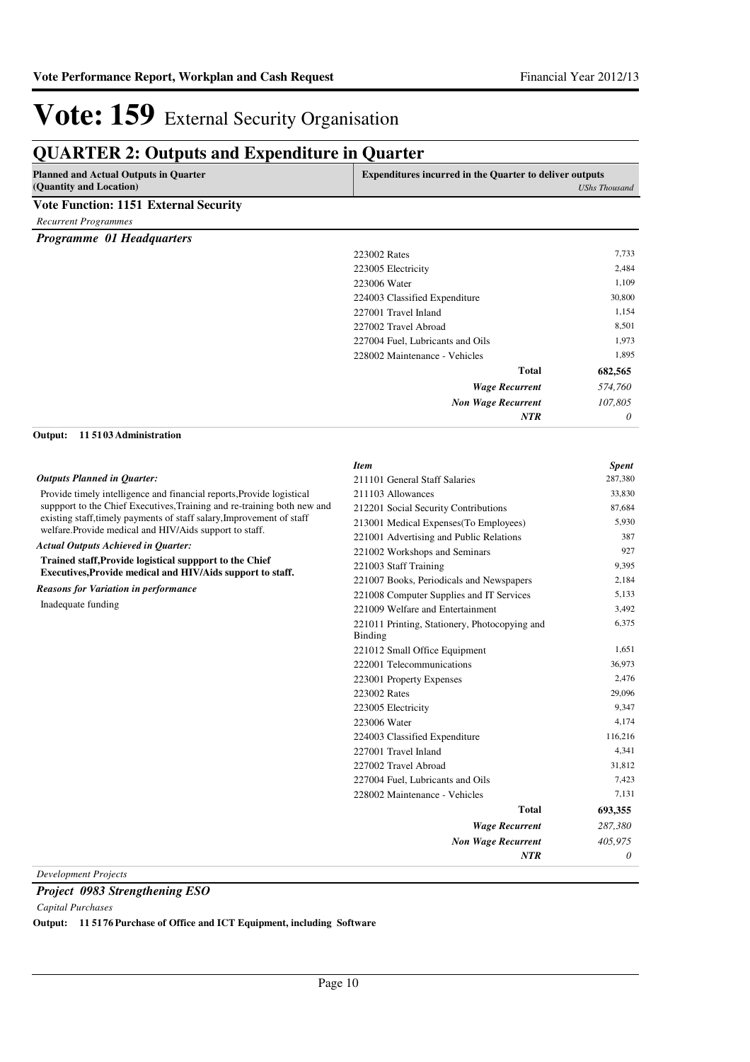# Vote: 159 External Security Organisation

## QUARTER 2: Outputs and Expenditure in Quarter

| Planned and Actual Outputs in Quarter (Quantity and Location) | Expenditures incurred in the Quarter to deliver outputs *UShs Thousand* |
|---|---|

**Vote Function: 1151 External Security**

*Recurrent Programmes*

***Programme 01 Headquarters***

| | |
|---|---|
| 223002 Rates | 7,733 |
| 223005 Electricity | 2,484 |
| 223006 Water | 1,109 |
| 224003 Classified Expenditure | 30,800 |
| 227001 Travel Inland | 1,154 |
| 227002 Travel Abroad | 8,501 |
| 227004 Fuel, Lubricants and Oils | 1,973 |
| 228002 Maintenance - Vehicles | 1,895 |
| **Total** | **682,565** |
| ***Wage Recurrent*** | *574,760* |
| ***Non Wage Recurrent*** | *107,805* |
| ***NTR*** | *0* |

**Output: 11 5103 Administration**

*Outputs Planned in Quarter:*

Provide timely intelligence and financial reports,Provide logistical suppport to the Chief Executives,Training and re-training both new and existing staff,timely payments of staff salary,Improvement of staff welfare.Provide medical and HIV/Aids support to staff.

*Actual Outputs Achieved in Quarter:*

**Trained staff,Provide logistical suppport to the Chief Executives,Provide medical and HIV/Aids support to staff.**

*Reasons for Variation in performance*

Inadequate funding

| *Item* | *Spent* |
|---|---|
| 211101 General Staff Salaries | 287,380 |
| 211103 Allowances | 33,830 |
| 212201 Social Security Contributions | 87,684 |
| 213001 Medical Expenses(To Employees) | 5,930 |
| 221001 Advertising and Public Relations | 387 |
| 221002 Workshops and Seminars | 927 |
| 221003 Staff Training | 9,395 |
| 221007 Books, Periodicals and Newspapers | 2,184 |
| 221008 Computer Supplies and IT Services | 5,133 |
| 221009 Welfare and Entertainment | 3,492 |
| 221011 Printing, Stationery, Photocopying and Binding | 6,375 |
| 221012 Small Office Equipment | 1,651 |
| 222001 Telecommunications | 36,973 |
| 223001 Property Expenses | 2,476 |
| 223002 Rates | 29,096 |
| 223005 Electricity | 9,347 |
| 223006 Water | 4,174 |
| 224003 Classified Expenditure | 116,216 |
| 227001 Travel Inland | 4,341 |
| 227002 Travel Abroad | 31,812 |
| 227004 Fuel, Lubricants and Oils | 7,423 |
| 228002 Maintenance - Vehicles | 7,131 |
| **Total** | **693,355** |
| ***Wage Recurrent*** | *287,380* |
| ***Non Wage Recurrent*** | *405,975* |
| ***NTR*** | *0* |

*Development Projects*

***Project 0983 Strengthening ESO***

*Capital Purchases*

**Output: 11 5176 Purchase of Office and ICT Equipment, including Software**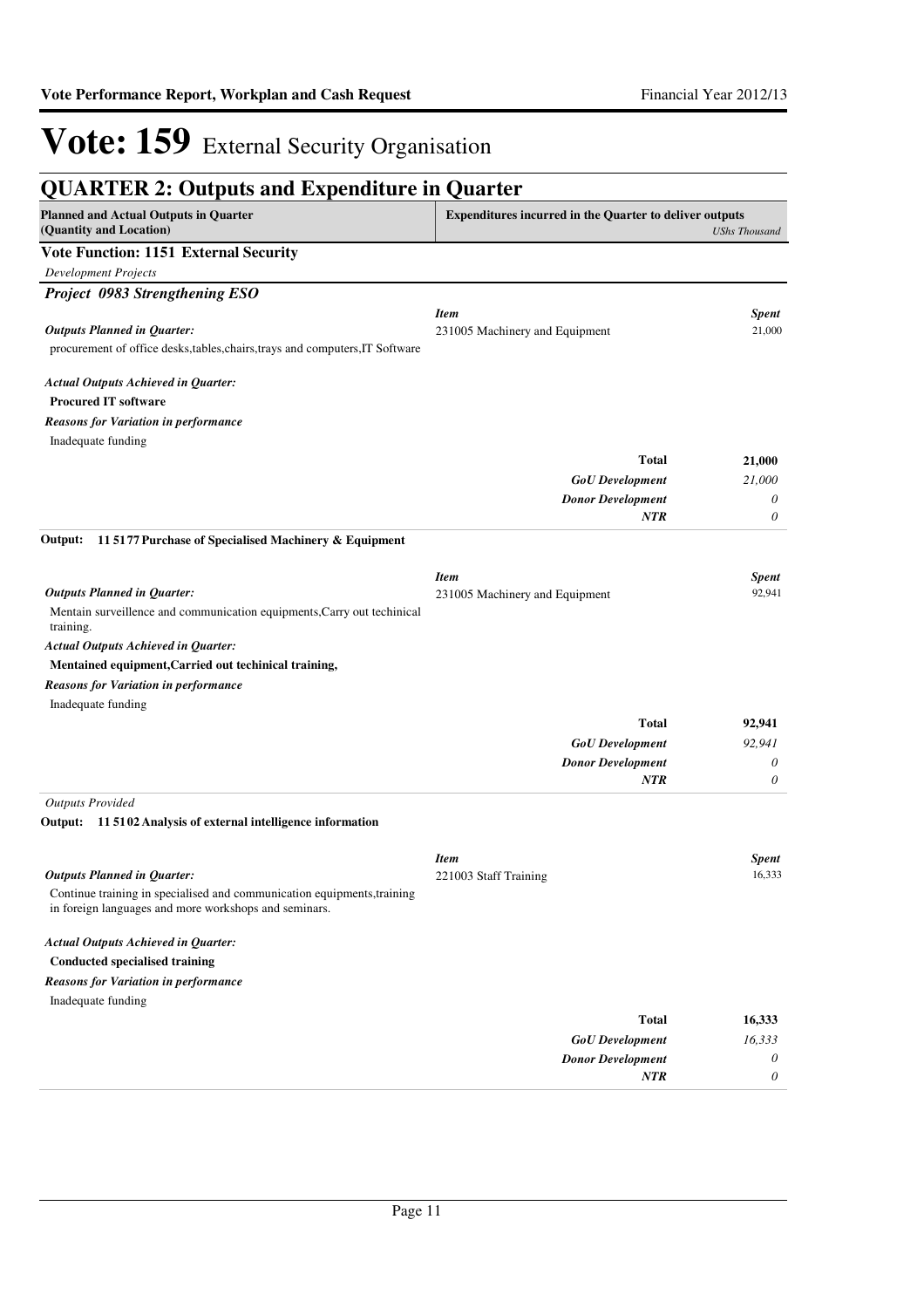# Vote: 159 External Security Organisation

## QUARTER 2: Outputs and Expenditure in Quarter

| Planned and Actual Outputs in Quarter (Quantity and Location) | Expenditures incurred in the Quarter to deliver outputs | *UShs Thousand* |
|---|---|---|

**Vote Function: 1151 External Security**

*Development Projects*

### *Project 0983 Strengthening ESO*

*Outputs Planned in Quarter:*

procurement of office desks,tables,chairs,trays and computers,IT Software

| *Item* | *Spent* |
|---|---|
| 231005 Machinery and Equipment | 21,000 |

*Actual Outputs Achieved in Quarter:*

**Procured IT software**

*Reasons for Variation in performance*

Inadequate funding

| | |
|---|---|
| **Total** | **21,000** |
| *GoU Development* | *21,000* |
| *Donor Development* | *0* |
| *NTR* | *0* |

**Output: 11 5177 Purchase of Specialised Machinery & Equipment**

*Outputs Planned in Quarter:*

Mentain surveillence and communication equipments,Carry out techinical training.

| *Item* | *Spent* |
|---|---|
| 231005 Machinery and Equipment | 92,941 |

*Actual Outputs Achieved in Quarter:*

**Mentained equipment,Carried out techinical training,**

*Reasons for Variation in performance*

Inadequate funding

| | |
|---|---|
| **Total** | **92,941** |
| *GoU Development* | *92,941* |
| *Donor Development* | *0* |
| *NTR* | *0* |

*Outputs Provided*

**Output: 11 5102 Analysis of external intelligence information**

*Outputs Planned in Quarter:*

Continue training in specialised and communication equipments,training in foreign languages and more workshops and seminars.

| *Item* | *Spent* |
|---|---|
| 221003 Staff Training | 16,333 |

*Actual Outputs Achieved in Quarter:*

**Conducted specialised training**

*Reasons for Variation in performance*

Inadequate funding

| | |
|---|---|
| **Total** | **16,333** |
| *GoU Development* | *16,333* |
| *Donor Development* | *0* |
| *NTR* | *0* |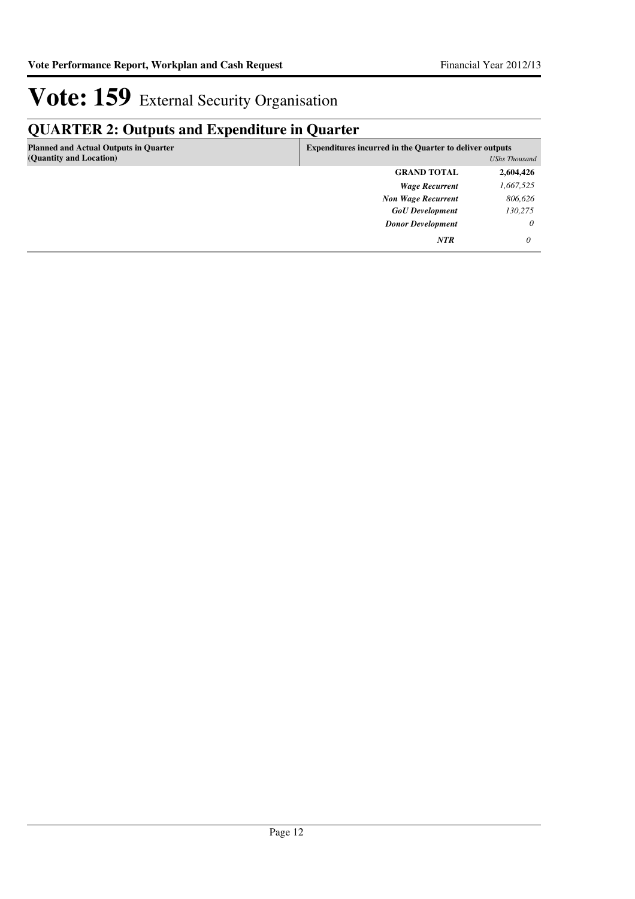# Vote: 159 External Security Organisation

## QUARTER 2: Outputs and Expenditure in Quarter

| Planned and Actual Outputs in Quarter (Quantity and Location) | Expenditures incurred in the Quarter to deliver outputs | *UShs Thousand* |
|---|---|---|
| | **GRAND TOTAL** | **2,604,426** |
| | ***Wage Recurrent*** | *1,667,525* |
| | ***Non Wage Recurrent*** | *806,626* |
| | ***GoU Development*** | *130,275* |
| | ***Donor Development*** | *0* |
| | ***NTR*** | *0* |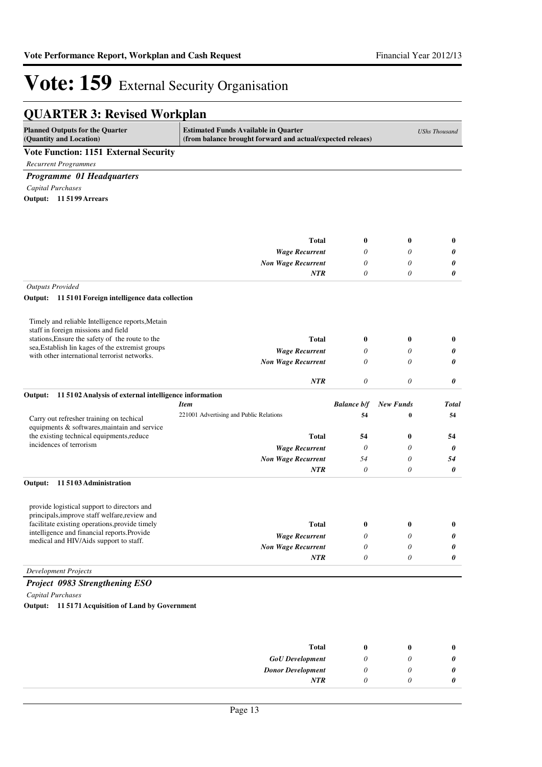# Vote: 159 External Security Organisation

## QUARTER 3: Revised Workplan

| Planned Outputs for the Quarter (Quantity and Location) | Estimated Funds Available in Quarter (from balance brought forward and actual/expected releaes) | | | *UShs Thousand* |
|---|---|---|---|---|

**Vote Function: 1151 External Security**

*Recurrent Programmes*

### *Programme 01 Headquarters*

*Capital Purchases*

**Output: 11 5199 Arrears**

| | | | | |
|---|---|---|---|---|
| | **Total** | **0** | **0** | **0** |
| | *Wage Recurrent* | *0* | *0* | *0* |
| | *Non Wage Recurrent* | *0* | *0* | *0* |
| | *NTR* | *0* | *0* | *0* |

*Outputs Provided*

**Output: 11 5101 Foreign intelligence data collection**

| | | | | |
|---|---|---|---|---|
| Timely and reliable Intelligence reports,Metain staff in foreign missions and field stations,Ensure the safety of the route to the sea,Establish lin kages of the extremist groups with other international terrorist networks. | **Total** | **0** | **0** | **0** |
| | *Wage Recurrent* | *0* | *0* | *0* |
| | *Non Wage Recurrent* | *0* | *0* | *0* |
| | *NTR* | *0* | *0* | *0* |

**Output: 11 5102 Analysis of external intelligence information**

| | *Item* | *Balance b/f* | *New Funds* | *Total* |
|---|---|---|---|---|
| Carry out refresher training on techical equipments & softwares,maintain and service the existing technical equipments,reduce incidences of terrorism | 221001 Advertising and Public Relations | 54 | 0 | 54 |
| | **Total** | **54** | **0** | **54** |
| | *Wage Recurrent* | *0* | *0* | *0* |
| | *Non Wage Recurrent* | *54* | *0* | *54* |
| | *NTR* | *0* | *0* | *0* |

**Output: 11 5103 Administration**

| | | | | |
|---|---|---|---|---|
| provide logistical support to directors and principals,improve staff welfare,review and facilitate existing operations,provide timely intelligence and financial reports.Provide medical and HIV/Aids support to staff. | **Total** | **0** | **0** | **0** |
| | *Wage Recurrent* | *0* | *0* | *0* |
| | *Non Wage Recurrent* | *0* | *0* | *0* |
| | *NTR* | *0* | *0* | *0* |

*Development Projects*

### *Project 0983 Strengthening ESO*

*Capital Purchases*

**Output: 11 5171 Acquisition of Land by Government**

| | | | | |
|---|---|---|---|---|
| | **Total** | **0** | **0** | **0** |
| | *GoU Development* | *0* | *0* | *0* |
| | *Donor Development* | *0* | *0* | *0* |
| | *NTR* | *0* | *0* | *0* |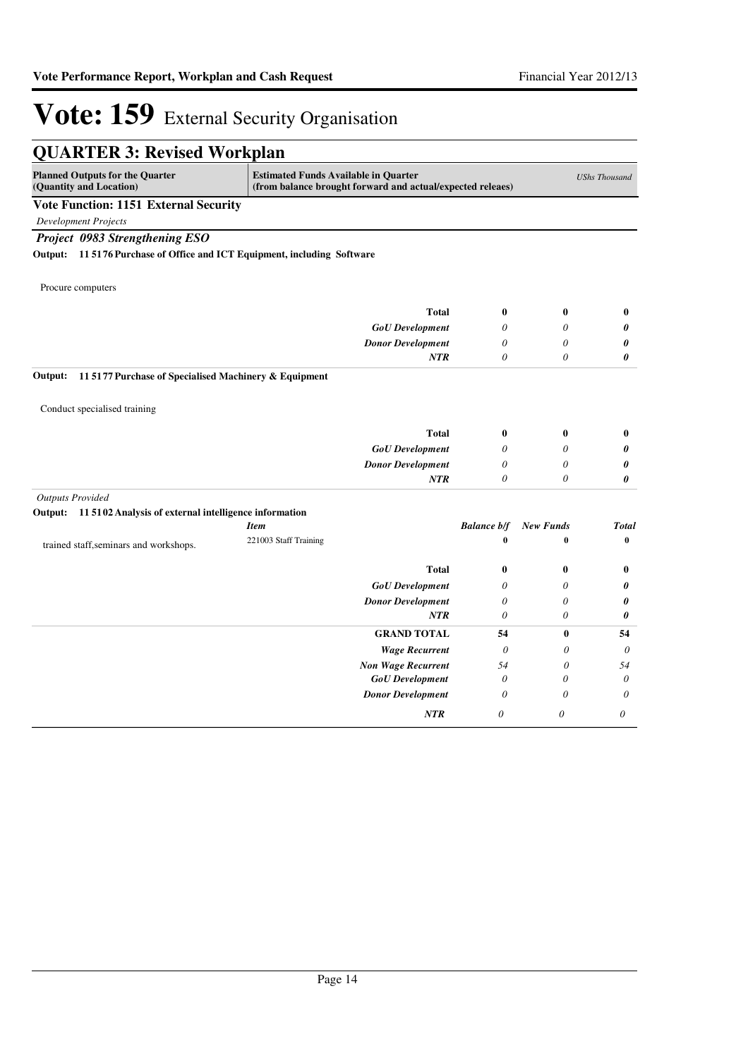# Vote: 159 External Security Organisation

## QUARTER 3: Revised Workplan

| Planned Outputs for the Quarter (Quantity and Location) | Estimated Funds Available in Quarter (from balance brought forward and actual/expected releaes) | | | UShs Thousand |
|---|---|---|---|---|

**Vote Function: 1151 External Security**

*Development Projects*

***Project 0983 Strengthening ESO***

**Output: 11 5176 Purchase of Office and ICT Equipment, including Software**

Procure computers

| | | | |
|---|---|---|---|
| **Total** | **0** | **0** | **0** |
| *GoU Development* | *0* | *0* | ***0*** |
| *Donor Development* | *0* | *0* | ***0*** |
| *NTR* | *0* | *0* | ***0*** |

**Output: 11 5177 Purchase of Specialised Machinery & Equipment**

Conduct specialised training

| | | | |
|---|---|---|---|
| **Total** | **0** | **0** | **0** |
| *GoU Development* | *0* | *0* | ***0*** |
| *Donor Development* | *0* | *0* | ***0*** |
| *NTR* | *0* | *0* | ***0*** |

*Outputs Provided*

**Output: 11 5102 Analysis of external intelligence information**

| | *Item* | *Balance b/f* | *New Funds* | *Total* |
|---|---|---|---|---|
| trained staff,seminars and workshops. | 221003 Staff Training | **0** | **0** | **0** |
| | **Total** | **0** | **0** | **0** |
| | *GoU Development* | *0* | *0* | ***0*** |
| | *Donor Development* | *0* | *0* | ***0*** |
| | *NTR* | *0* | *0* | ***0*** |
| | **GRAND TOTAL** | **54** | **0** | **54** |
| | *Wage Recurrent* | *0* | *0* | *0* |
| | *Non Wage Recurrent* | *54* | *0* | *54* |
| | *GoU Development* | *0* | *0* | *0* |
| | *Donor Development* | *0* | *0* | *0* |
| | *NTR* | *0* | *0* | *0* |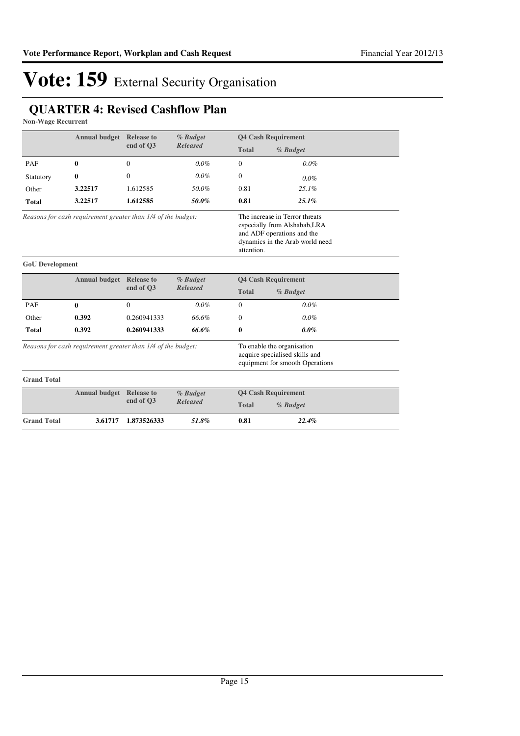# Vote: 159 External Security Organisation

## QUARTER 4: Revised Cashflow Plan

**Non-Wage Recurrent**

| | Annual budget | Release to end of Q3 | *% Budget Released* | Q4 Cash Requirement | |
|---|---|---|---|---|---|
| | | | | **Total** | ***% Budget*** |
| PAF | **0** | 0 | *0.0%* | 0 | *0.0%* |
| Statutory | **0** | 0 | *0.0%* | 0 | *0.0%* |
| Other | **3.22517** | 1.612585 | *50.0%* | 0.81 | *25.1%* |
| **Total** | **3.22517** | **1.612585** | ***50.0%*** | **0.81** | ***25.1%*** |

*Reasons for cash requirement greater than 1/4 of the budget:* The increase in Terror threats especially from Alshabab,LRA and ADF operations and the dynamics in the Arab world need attention.

**GoU Development**

| | Annual budget | Release to end of Q3 | *% Budget Released* | Q4 Cash Requirement | |
|---|---|---|---|---|---|
| | | | | **Total** | ***% Budget*** |
| PAF | **0** | 0 | *0.0%* | 0 | *0.0%* |
| Other | **0.392** | 0.260941333 | *66.6%* | 0 | *0.0%* |
| **Total** | **0.392** | **0.260941333** | ***66.6%*** | **0** | ***0.0%*** |

*Reasons for cash requirement greater than 1/4 of the budget:* To enable the organisation acquire specialised skills and equipment for smooth Operations

**Grand Total**

| | Annual budget | Release to end of Q3 | *% Budget Released* | Q4 Cash Requirement | |
|---|---|---|---|---|---|
| | | | | **Total** | ***% Budget*** |
| **Grand Total** | **3.61717** | **1.873526333** | ***51.8%*** | **0.81** | ***22.4%*** |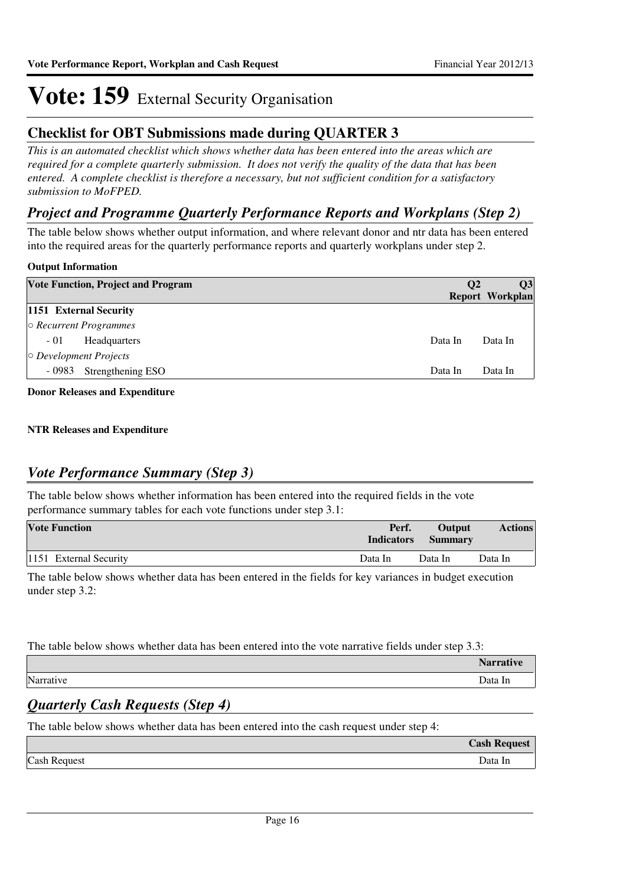# Vote: 159 External Security Organisation

## Checklist for OBT Submissions made during QUARTER 3

*This is an automated checklist which shows whether data has been entered into the areas which are required for a complete quarterly submission. It does not verify the quality of the data that has been entered. A complete checklist is therefore a necessary, but not sufficient condition for a satisfactory submission to MoFPED.*

## *Project and Programme Quarterly Performance Reports and Workplans (Step 2)*

The table below shows whether output information, and where relevant donor and ntr data has been entered into the required areas for the quarterly performance reports and quarterly workplans under step 2.

**Output Information**

| Vote Function, Project and Program | Q2 Report | Q3 Workplan |
|---|---|---|
| **1151 External Security** | | |
| ○ *Recurrent Programmes* | | |
| - 01 Headquarters | Data In | Data In |
| ○ *Development Projects* | | |
| - 0983 Strengthening ESO | Data In | Data In |

**Donor Releases and Expenditure**

**NTR Releases and Expenditure**

## *Vote Performance Summary (Step 3)*

The table below shows whether information has been entered into the required fields in the vote performance summary tables for each vote functions under step 3.1:

| Vote Function | Perf. Indicators | Output Summary | Actions |
|---|---|---|---|
| 1151 External Security | Data In | Data In | Data In |

The table below shows whether data has been entered in the fields for key variances in budget execution under step 3.2:

The table below shows whether data has been entered into the vote narrative fields under step 3.3:

| | Narrative |
|---|---|
| Narrative | Data In |

## *Quarterly Cash Requests (Step 4)*

The table below shows whether data has been entered into the cash request under step 4:

| | Cash Request |
|---|---|
| Cash Request | Data In |